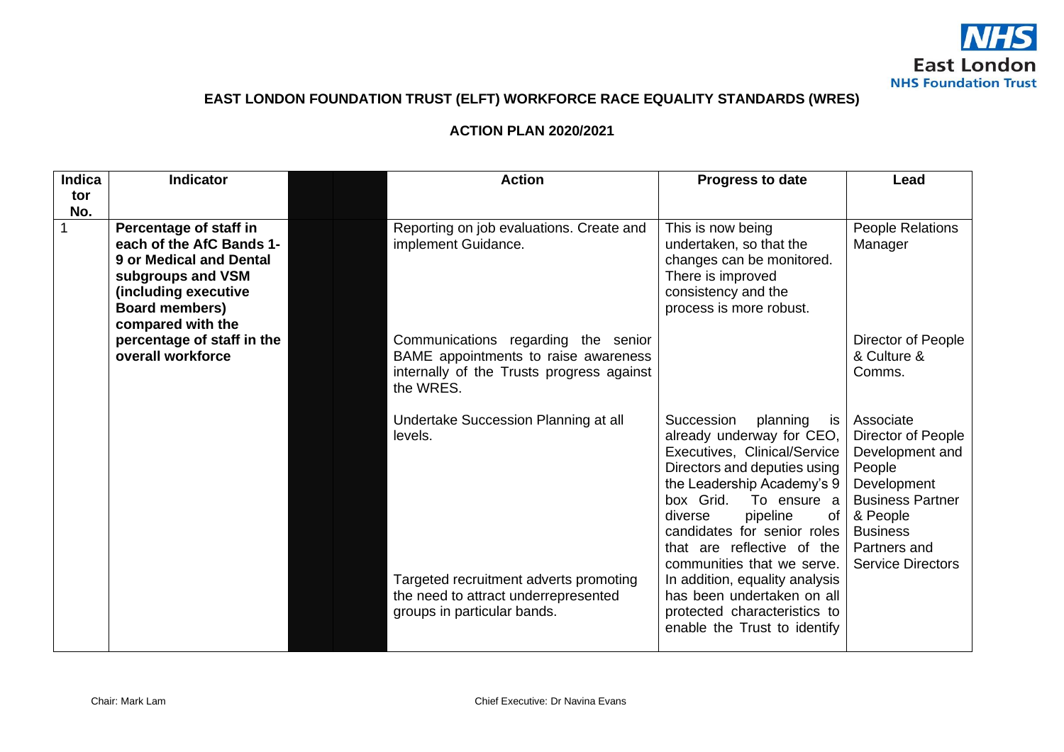# EAST LONDON FOUNDATION TRUST (ELFT) WORKFORCE RACE EQUALITY STANDARDS (WRES)

## ACTION PLAN 2020/2021

| Indicator No. | Indicator | | | Action | Progress to date | Lead |
|---|---|---|---|---|---|---|
| 1 | **Percentage of staff in each of the AfC Bands 1-9 or Medical and Dental subgroups and VSM (including executive Board members) compared with the percentage of staff in the overall workforce** | | | Reporting on job evaluations. Create and implement Guidance. | This is now being undertaken, so that the changes can be monitored. There is improved consistency and the process is more robust. | People Relations Manager |
| | | | | Communications regarding the senior BAME appointments to raise awareness internally of the Trusts progress against the WRES. | | Director of People & Culture & Comms. |
| | | | | Undertake Succession Planning at all levels.<br><br>Targeted recruitment adverts promoting the need to attract underrepresented groups in particular bands. | Succession planning is already underway for CEO, Executives, Clinical/Service Directors and deputies using the Leadership Academy's 9 box Grid. To ensure a diverse pipeline of candidates for senior roles that are reflective of the communities that we serve. In addition, equality analysis has been undertaken on all protected characteristics to enable the Trust to identify | Associate Director of People Development and People Development Business Partner & People Business Partners and Service Directors |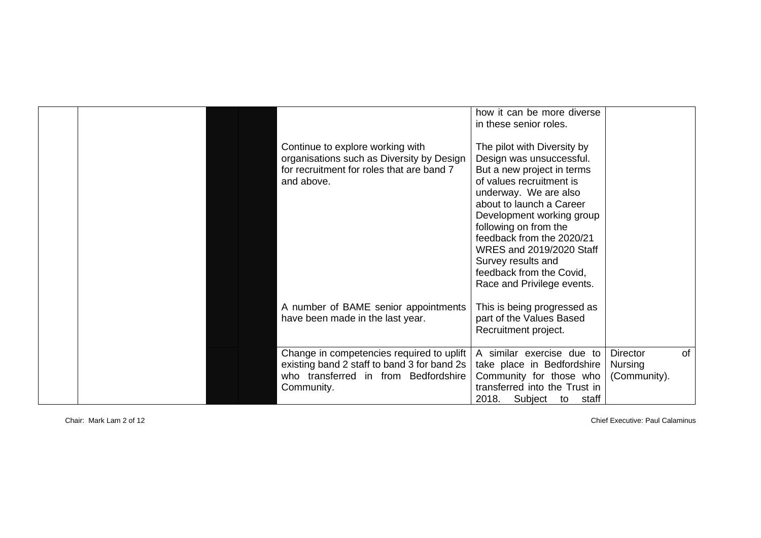| | | | | | | |
|---|---|---|---|---|---|---|
| | | | | | how it can be more diverse in these senior roles. | |
| | | | | Continue to explore working with organisations such as Diversity by Design for recruitment for roles that are band 7 and above. | The pilot with Diversity by Design was unsuccessful. But a new project in terms of values recruitment is underway. We are also about to launch a Career Development working group following on from the feedback from the 2020/21 WRES and 2019/2020 Staff Survey results and feedback from the Covid, Race and Privilege events. | |
| | | | | A number of BAME senior appointments have been made in the last year. | This is being progressed as part of the Values Based Recruitment project. | |
| | | | | Change in competencies required to uplift existing band 2 staff to band 3 for band 2s who transferred in from Bedfordshire Community. | A similar exercise due to take place in Bedfordshire Community for those who transferred into the Trust in 2018. Subject to staff | Director of Nursing (Community). |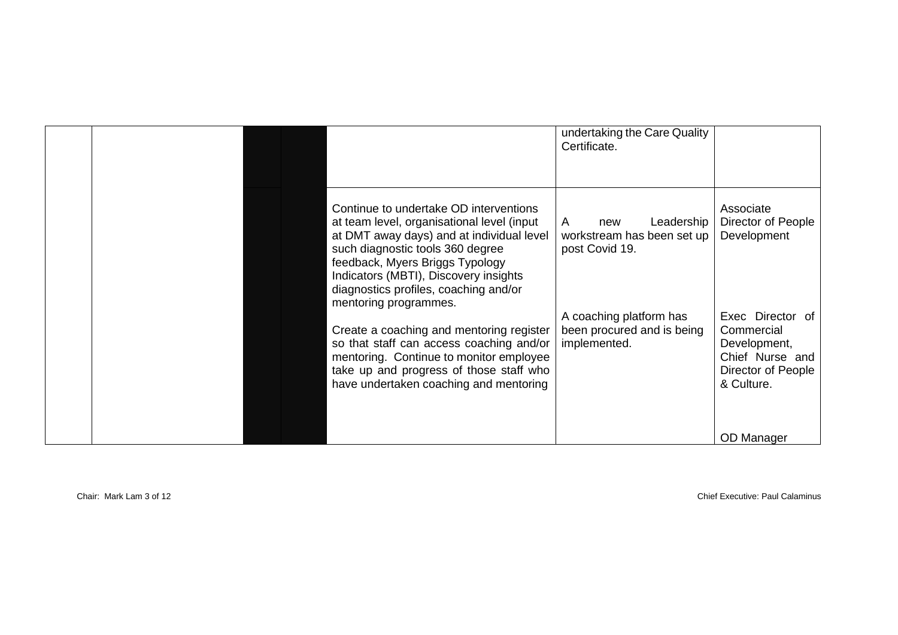| | | | | | | |
|---|---|---|---|---|---|---|
| | | | | | undertaking the Care Quality Certificate. | |
| | | | | Continue to undertake OD interventions at team level, organisational level (input at DMT away days) and at individual level such diagnostic tools 360 degree feedback, Myers Briggs Typology Indicators (MBTI), Discovery insights diagnostics profiles, coaching and/or mentoring programmes. | A new Leadership workstream has been set up post Covid 19. | Associate Director of People Development |
| | | | | Create a coaching and mentoring register so that staff can access coaching and/or mentoring. Continue to monitor employee take up and progress of those staff who have undertaken coaching and mentoring | A coaching platform has been procured and is being implemented. | Exec Director of Commercial Development, Chief Nurse and Director of People & Culture.<br><br>OD Manager |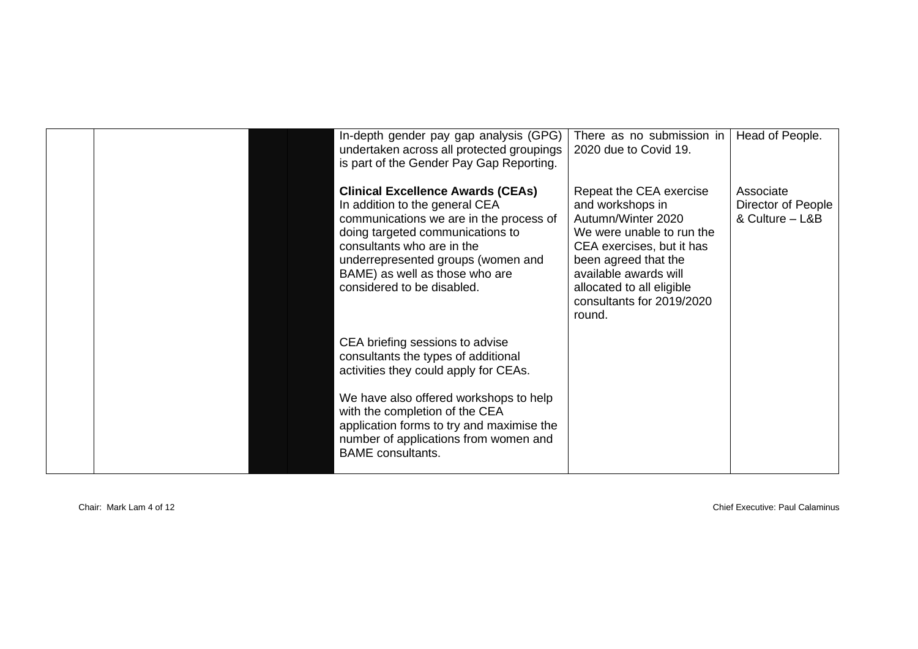|  |  |  |  | In-depth gender pay gap analysis (GPG) undertaken across all protected groupings is part of the Gender Pay Gap Reporting.<br><br>**Clinical Excellence Awards (CEAs)**<br>In addition to the general CEA communications we are in the process of doing targeted communications to consultants who are in the underrepresented groups (women and BAME) as well as those who are considered to be disabled.<br><br>CEA briefing sessions to advise consultants the types of additional activities they could apply for CEAs.<br><br>We have also offered workshops to help with the completion of the CEA application forms to try and maximise the number of applications from women and BAME consultants. | There as no submission in 2020 due to Covid 19.<br><br>Repeat the CEA exercise and workshops in Autumn/Winter 2020<br>We were unable to run the CEA exercises, but it has been agreed that the available awards will allocated to all eligible consultants for 2019/2020 round. | Head of People.<br><br>Associate Director of People & Culture – L&B |
|---|---|---|---|---|---|---|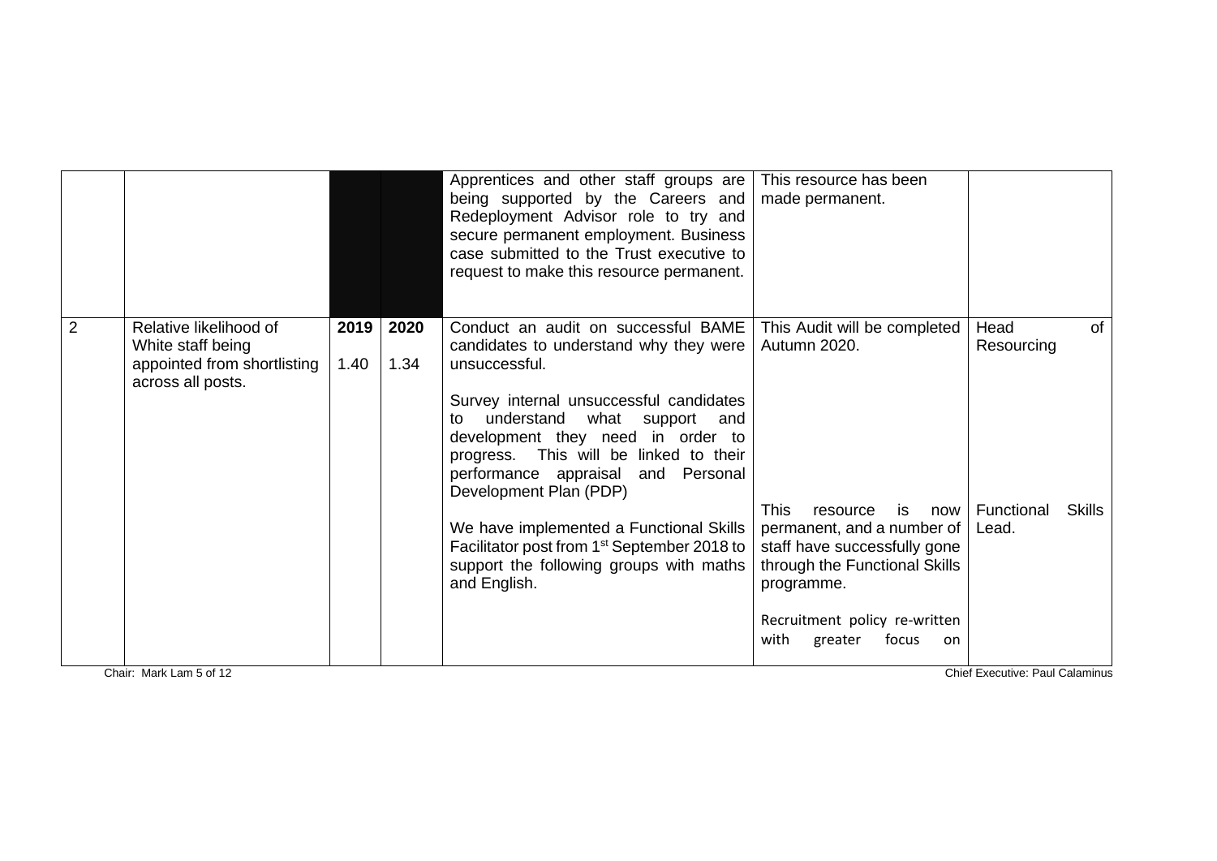| | | | | | | |
|---|---|---|---|---|---|---|
| | | | | Apprentices and other staff groups are being supported by the Careers and Redeployment Advisor role to try and secure permanent employment. Business case submitted to the Trust executive to request to make this resource permanent. | This resource has been made permanent. | |
| 2 | Relative likelihood of White staff being appointed from shortlisting across all posts. | 2019<br>1.40 | 2020<br>1.34 | Conduct an audit on successful BAME candidates to understand why they were unsuccessful.<br><br>Survey internal unsuccessful candidates to understand what support and development they need in order to progress. This will be linked to their performance appraisal and Personal Development Plan (PDP)<br><br>We have implemented a Functional Skills Facilitator post from 1st September 2018 to support the following groups with maths and English. | This Audit will be completed Autumn 2020.<br><br>This resource is now permanent, and a number of staff have successfully gone through the Functional Skills programme.<br><br>Recruitment policy re-written with greater focus on | Head of Resourcing<br><br>Functional Skills Lead. |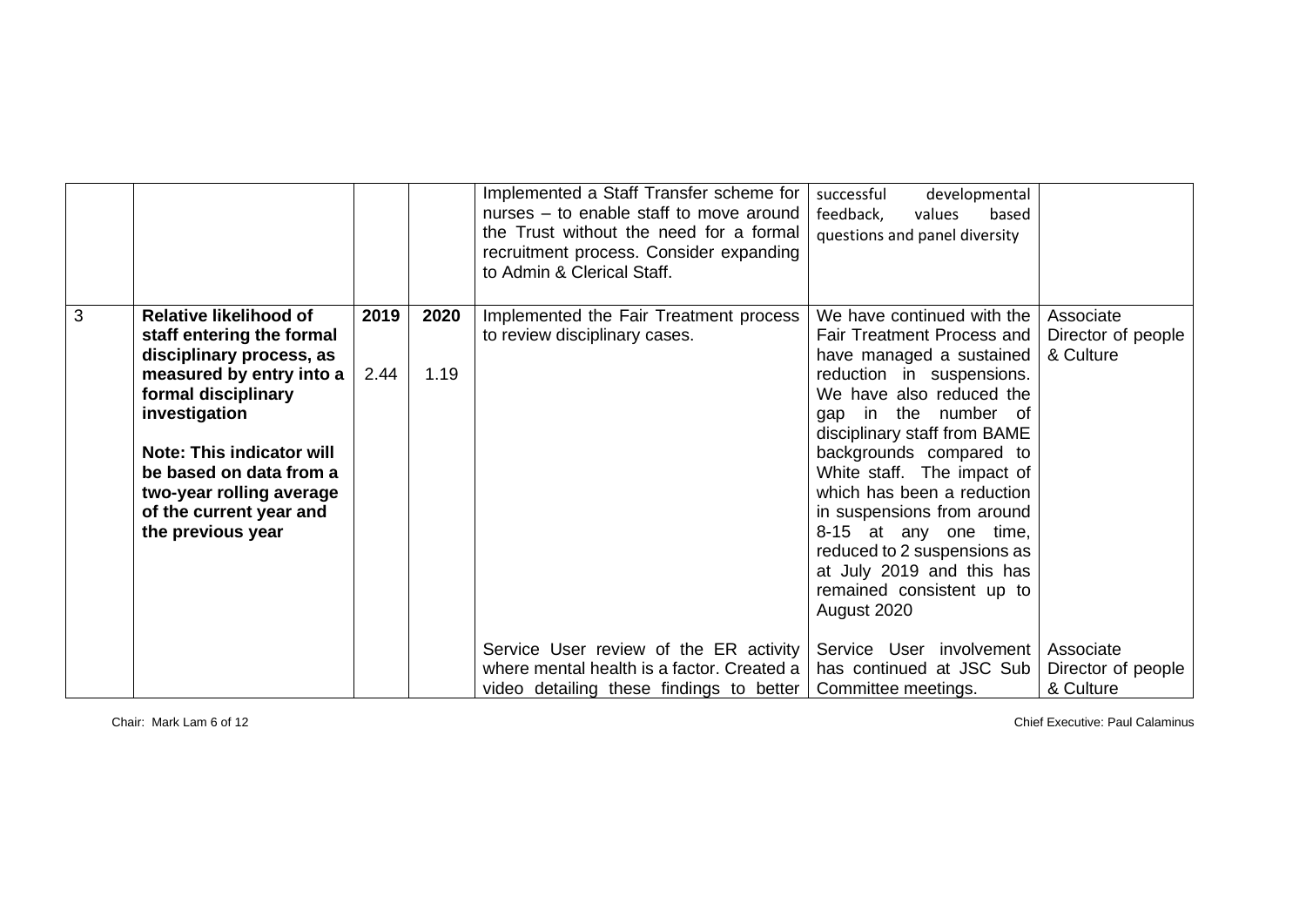| | | | | | | |
|---|---|---|---|---|---|---|
| | | | | Implemented a Staff Transfer scheme for nurses – to enable staff to move around the Trust without the need for a formal recruitment process. Consider expanding to Admin & Clerical Staff. | successful developmental feedback, values based questions and panel diversity | |
| 3 | **Relative likelihood of staff entering the formal disciplinary process, as measured by entry into a formal disciplinary investigation**<br><br>**Note: This indicator will be based on data from a two-year rolling average of the current year and the previous year** | **2019**<br><br>2.44 | **2020**<br><br>1.19 | Implemented the Fair Treatment process to review disciplinary cases. | We have continued with the Fair Treatment Process and have managed a sustained reduction in suspensions. We have also reduced the gap in the number of disciplinary staff from BAME backgrounds compared to White staff. The impact of which has been a reduction in suspensions from around 8-15 at any one time, reduced to 2 suspensions as at July 2019 and this has remained consistent up to August 2020 | Associate Director of people & Culture |
| | | | | Service User review of the ER activity where mental health is a factor. Created a video detailing these findings to better | Service User involvement has continued at JSC Sub Committee meetings. | Associate Director of people & Culture |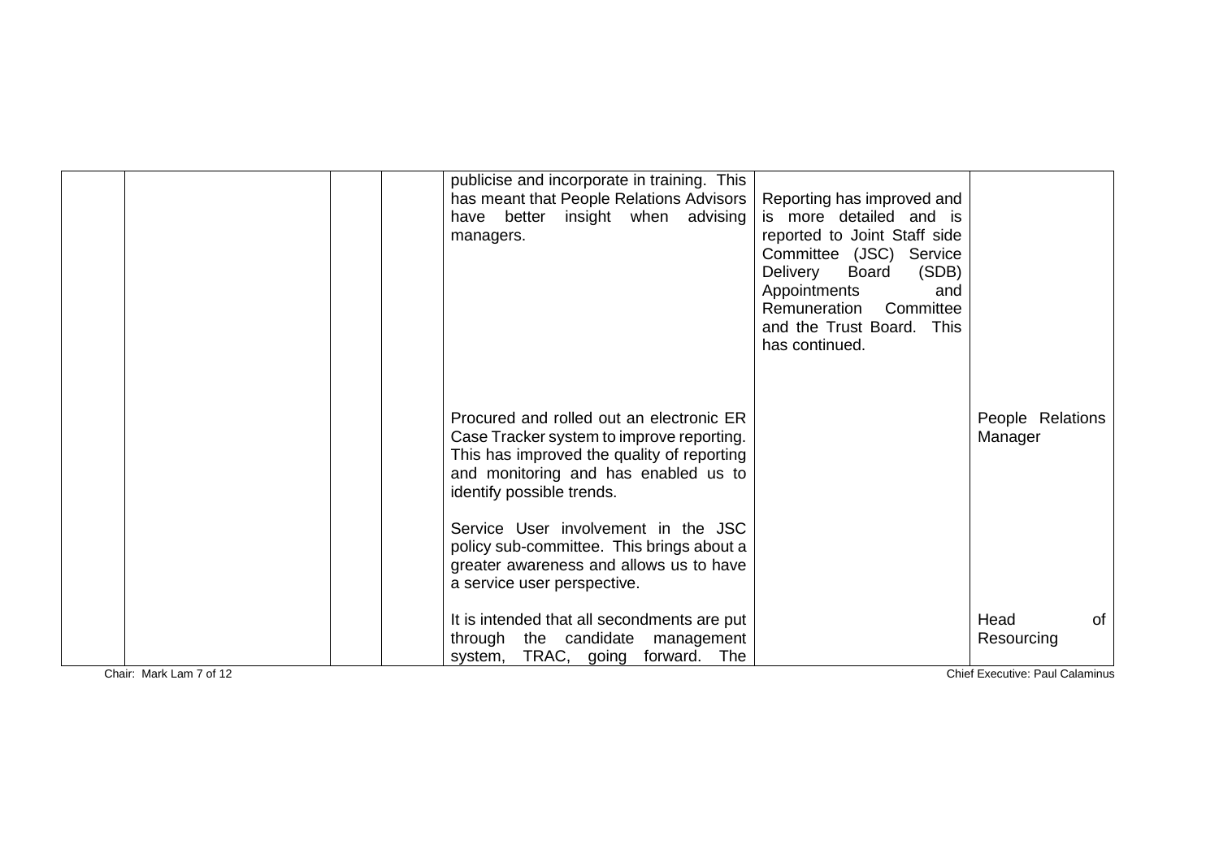|  |  |  |  |  |  |  |
|---|---|---|---|---|---|---|
|  |  |  |  | publicise and incorporate in training. This has meant that People Relations Advisors have better insight when advising managers. | Reporting has improved and is more detailed and is reported to Joint Staff side Committee (JSC) Service Delivery Board (SDB) Appointments and Remuneration Committee and the Trust Board. This has continued. |  |
|  |  |  |  | Procured and rolled out an electronic ER Case Tracker system to improve reporting. This has improved the quality of reporting and monitoring and has enabled us to identify possible trends.<br><br>Service User involvement in the JSC policy sub-committee. This brings about a greater awareness and allows us to have a service user perspective. |  | People Relations Manager |
|  |  |  |  | It is intended that all secondments are put through the candidate management system, TRAC, going forward. The |  | Head of Resourcing |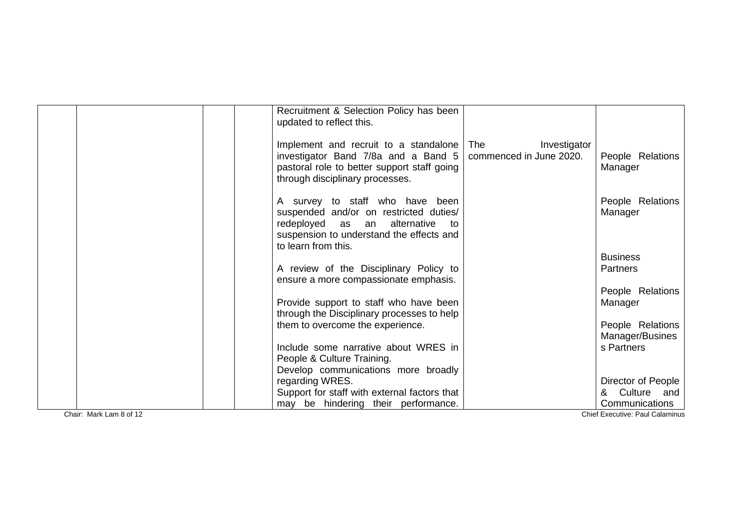| | | | | | | |
|---|---|---|---|---|---|---|
| | | | | Recruitment & Selection Policy has been updated to reflect this. | | |
| | | | | Implement and recruit to a standalone investigator Band 7/8a and a Band 5 pastoral role to better support staff going through disciplinary processes. | The Investigator commenced in June 2020. | People Relations Manager |
| | | | | A survey to staff who have been suspended and/or on restricted duties/ redeployed as an alternative to suspension to understand the effects and to learn from this. | | People Relations Manager |
| | | | | A review of the Disciplinary Policy to ensure a more compassionate emphasis. | | Business Partners |
| | | | | Provide support to staff who have been through the Disciplinary processes to help them to overcome the experience. | | People Relations Manager |
| | | | | Include some narrative about WRES in People & Culture Training. | | People Relations Manager/Business Partners |
| | | | | Develop communications more broadly regarding WRES. | | |
| | | | | Support for staff with external factors that may be hindering their performance. | | Director of People & Culture and Communications |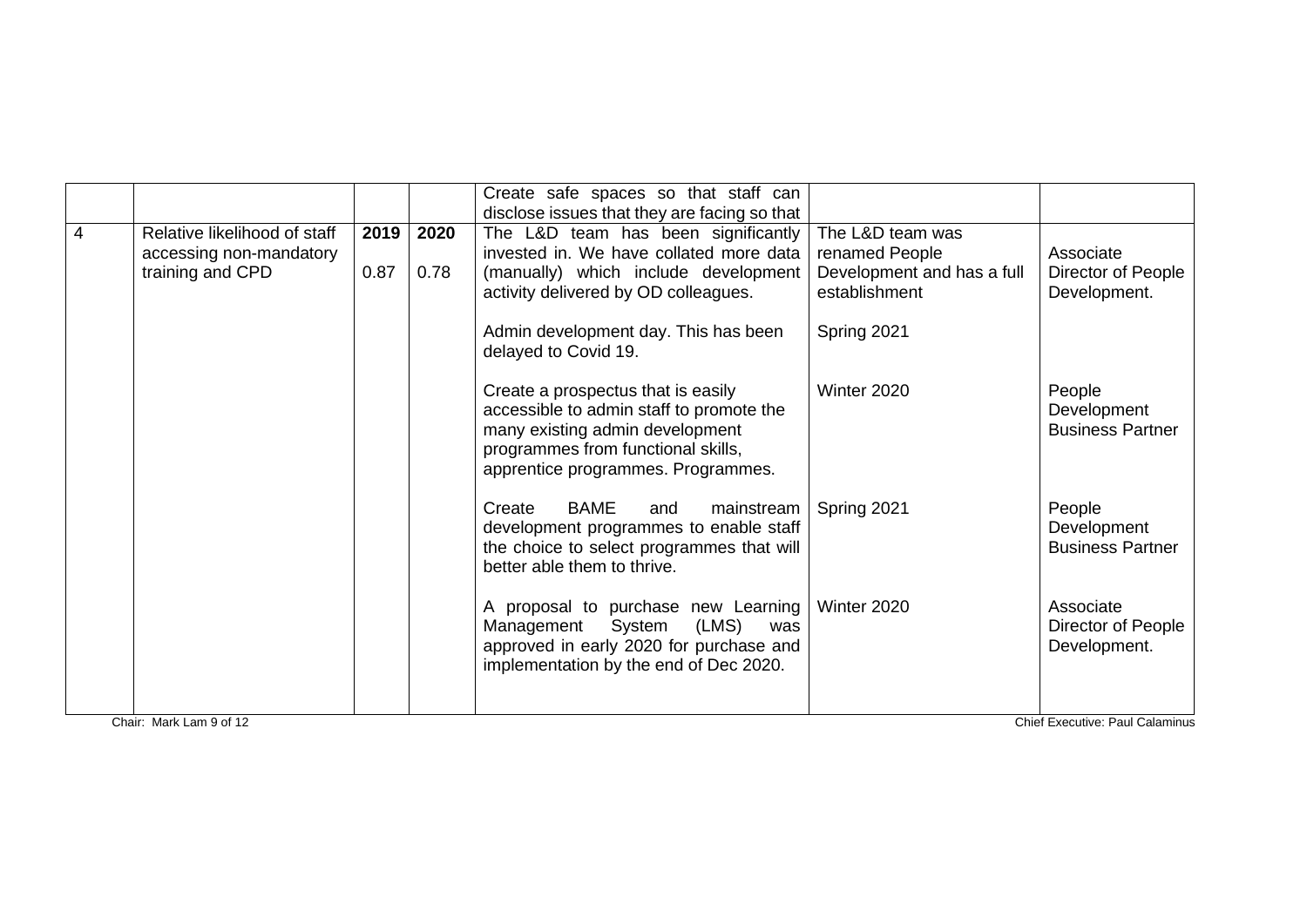|  |  |  |  | Create safe spaces so that staff can disclose issues that they are facing so that |  |  |
|---|---|---|---|---|---|---|
| 4 | Relative likelihood of staff accessing non-mandatory training and CPD | **2019**<br><br>0.87 | **2020**<br><br>0.78 | The L&D team has been significantly invested in. We have collated more data (manually) which include development activity delivered by OD colleagues. | The L&D team was renamed People Development and has a full establishment | Associate Director of People Development. |
|  |  |  |  | Admin development day. This has been delayed to Covid 19. | Spring 2021 |  |
|  |  |  |  | Create a prospectus that is easily accessible to admin staff to promote the many existing admin development programmes from functional skills, apprentice programmes. Programmes. | Winter 2020 | People Development Business Partner |
|  |  |  |  | Create BAME and mainstream development programmes to enable staff the choice to select programmes that will better able them to thrive. | Spring 2021 | People Development Business Partner |
|  |  |  |  | A proposal to purchase new Learning Management System (LMS) was approved in early 2020 for purchase and implementation by the end of Dec 2020. | Winter 2020 | Associate Director of People Development. |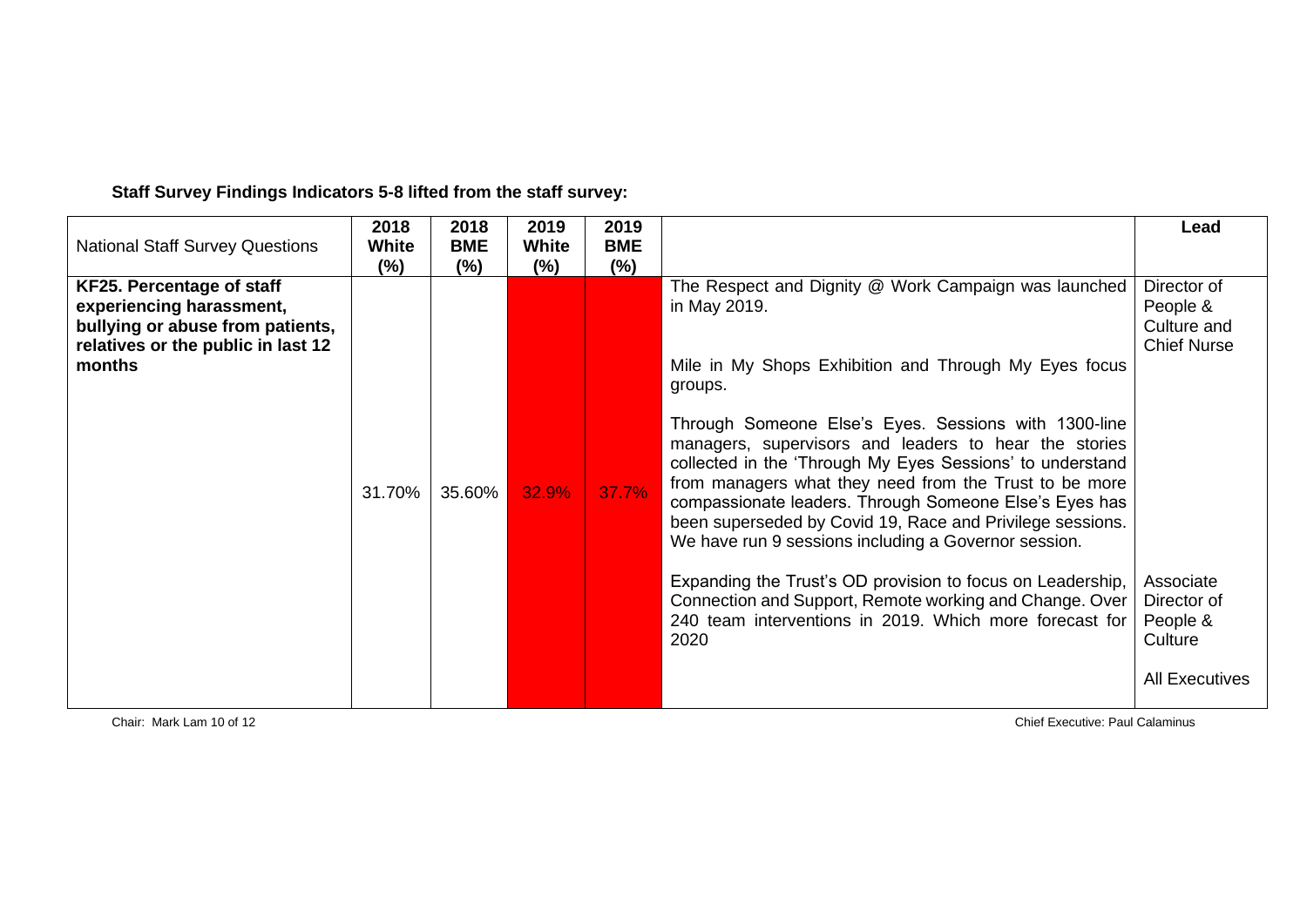**Staff Survey Findings Indicators 5-8 lifted from the staff survey:**

| National Staff Survey Questions | 2018 White (%) | 2018 BME (%) | 2019 White (%) | 2019 BME (%) | | Lead |
|---|---|---|---|---|---|---|
| **KF25. Percentage of staff experiencing harassment, bullying or abuse from patients, relatives or the public in last 12 months** | 31.70% | 35.60% | 32.9% | 37.7% | The Respect and Dignity @ Work Campaign was launched in May 2019.<br><br>Mile in My Shops Exhibition and Through My Eyes focus groups.<br><br>Through Someone Else's Eyes. Sessions with 1300-line managers, supervisors and leaders to hear the stories collected in the 'Through My Eyes Sessions' to understand from managers what they need from the Trust to be more compassionate leaders. Through Someone Else's Eyes has been superseded by Covid 19, Race and Privilege sessions. We have run 9 sessions including a Governor session.<br><br>Expanding the Trust's OD provision to focus on Leadership, Connection and Support, Remote working and Change. Over 240 team interventions in 2019. Which more forecast for 2020 | Director of People & Culture and Chief Nurse<br><br>Associate Director of People & Culture<br><br>All Executives |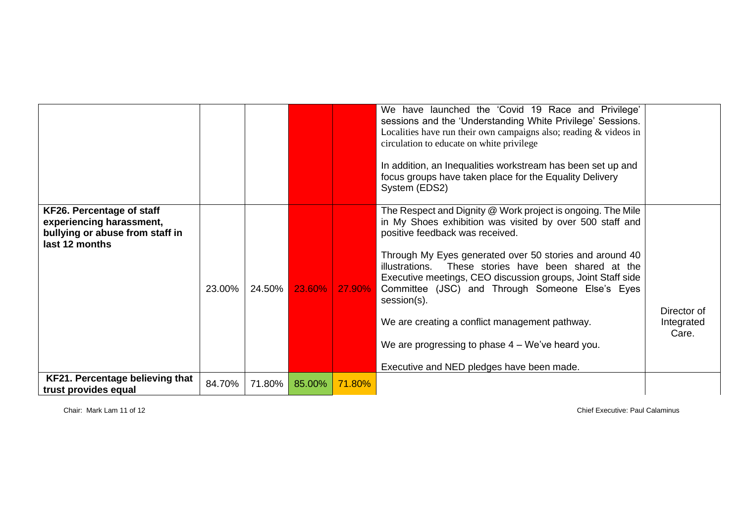| | | | | | | |
|---|---|---|---|---|---|---|
| | | | | | We have launched the 'Covid 19 Race and Privilege' sessions and the 'Understanding White Privilege' Sessions. Localities have run their own campaigns also; reading & videos in circulation to educate on white privilege<br><br>In addition, an Inequalities workstream has been set up and focus groups have taken place for the Equality Delivery System (EDS2) | |
| **KF26. Percentage of staff experiencing harassment, bullying or abuse from staff in last 12 months** | 23.00% | 24.50% | 23.60% | 27.90% | The Respect and Dignity @ Work project is ongoing. The Mile in My Shoes exhibition was visited by over 500 staff and positive feedback was received.<br><br>Through My Eyes generated over 50 stories and around 40 illustrations. These stories have been shared at the Executive meetings, CEO discussion groups, Joint Staff side Committee (JSC) and Through Someone Else's Eyes session(s).<br><br>We are creating a conflict management pathway.<br><br>We are progressing to phase 4 – We've heard you.<br><br>Executive and NED pledges have been made. | Director of Integrated Care. |
| **KF21. Percentage believing that trust provides equal** | 84.70% | 71.80% | 85.00% | 71.80% | | |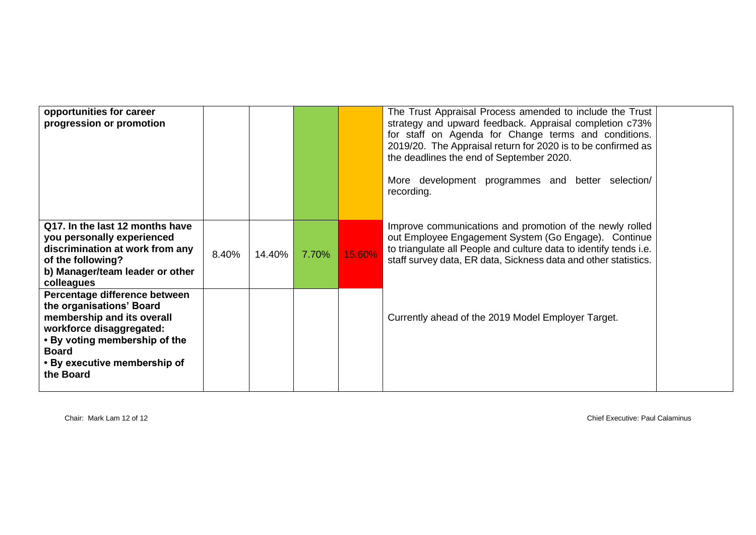| | | | | | | |
|---|---|---|---|---|---|---|
| **opportunities for career progression or promotion** | | | | | The Trust Appraisal Process amended to include the Trust strategy and upward feedback. Appraisal completion c73% for staff on Agenda for Change terms and conditions. 2019/20. The Appraisal return for 2020 is to be confirmed as the deadlines the end of September 2020.<br><br>More development programmes and better selection/ recording. | |
| **Q17. In the last 12 months have you personally experienced discrimination at work from any of the following? b) Manager/team leader or other colleagues** | 8.40% | 14.40% | 7.70% | 15.60% | Improve communications and promotion of the newly rolled out Employee Engagement System (Go Engage). Continue to triangulate all People and culture data to identify tends i.e. staff survey data, ER data, Sickness data and other statistics. | |
| **Percentage difference between the organisations' Board membership and its overall workforce disaggregated:<br>• By voting membership of the Board<br>• By executive membership of the Board** | | | | | Currently ahead of the 2019 Model Employer Target. | |

Chair: Mark Lam

Chief Executive: Paul Calaminus